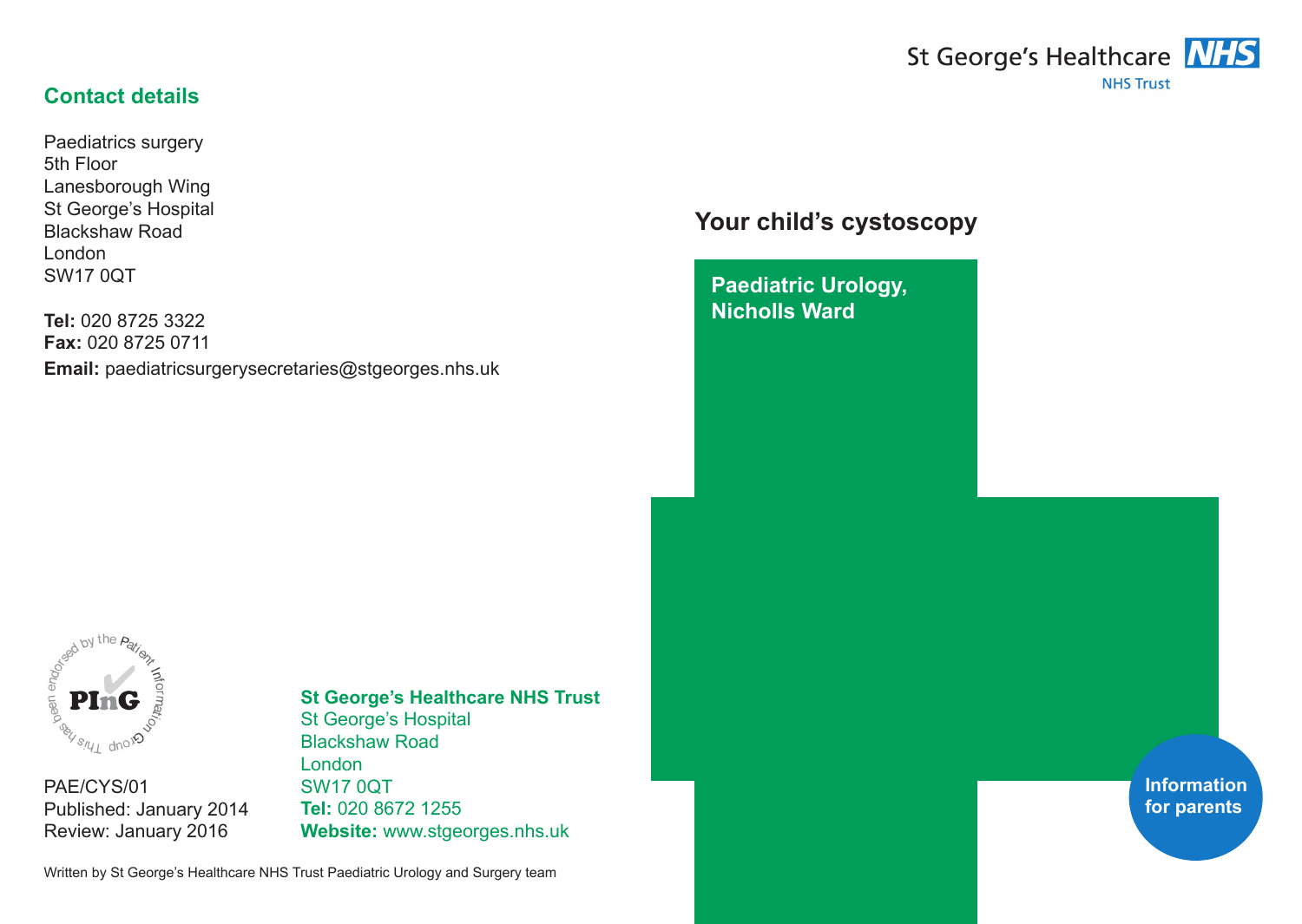## Contact details

Paediatrics surgery
5th Floor
Lanesborough Wing
St George's Hospital
Blackshaw Road
London
SW17 0QT

**Tel:** 020 8725 3322
**Fax:** 020 8725 0711
**Email:** paediatricsurgerysecretaries@stgeorges.nhs.uk

This has been endorsed by the Patient Information Group
PInG

PAE/CYS/01
Published: January 2014
Review: January 2016

**St George's Healthcare NHS Trust**
St George's Hospital
Blackshaw Road
London
SW17 0QT
**Tel:** 020 8672 1255
**Website:** www.stgeorges.nhs.uk

Written by St George's Healthcare NHS Trust Paediatric Urology and Surgery team

St George's Healthcare NHS
NHS Trust

# Your child's cystoscopy

**Paediatric Urology, Nicholls Ward**

**Information for parents**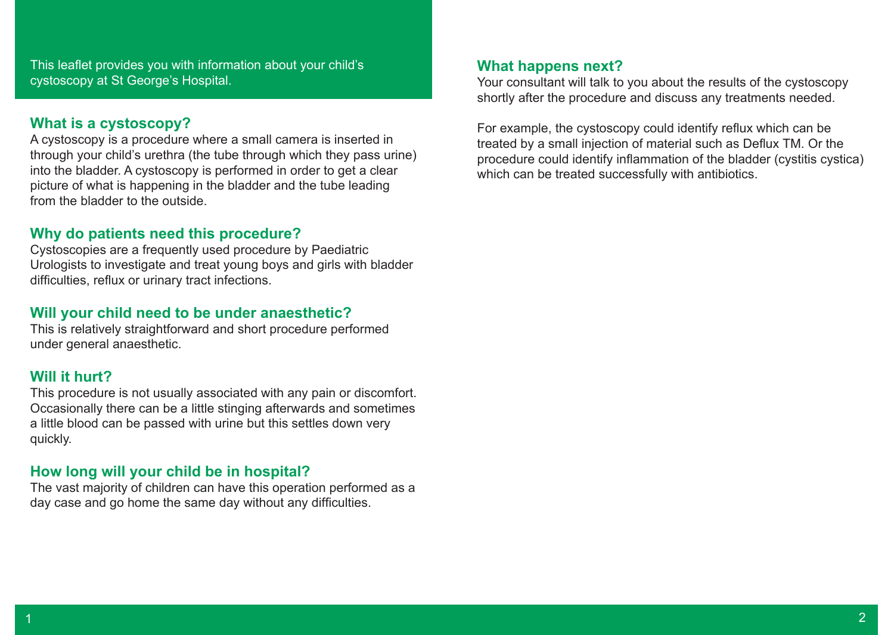This leaflet provides you with information about your child's cystoscopy at St George's Hospital.

## What is a cystoscopy?

A cystoscopy is a procedure where a small camera is inserted in through your child's urethra (the tube through which they pass urine) into the bladder. A cystoscopy is performed in order to get a clear picture of what is happening in the bladder and the tube leading from the bladder to the outside.

## Why do patients need this procedure?

Cystoscopies are a frequently used procedure by Paediatric Urologists to investigate and treat young boys and girls with bladder difficulties, reflux or urinary tract infections.

## Will your child need to be under anaesthetic?

This is relatively straightforward and short procedure performed under general anaesthetic.

## Will it hurt?

This procedure is not usually associated with any pain or discomfort. Occasionally there can be a little stinging afterwards and sometimes a little blood can be passed with urine but this settles down very quickly.

## How long will your child be in hospital?

The vast majority of children can have this operation performed as a day case and go home the same day without any difficulties.

## What happens next?

Your consultant will talk to you about the results of the cystoscopy shortly after the procedure and discuss any treatments needed.

For example, the cystoscopy could identify reflux which can be treated by a small injection of material such as Deflux TM. Or the procedure could identify inflammation of the bladder (cystitis cystica) which can be treated successfully with antibiotics.